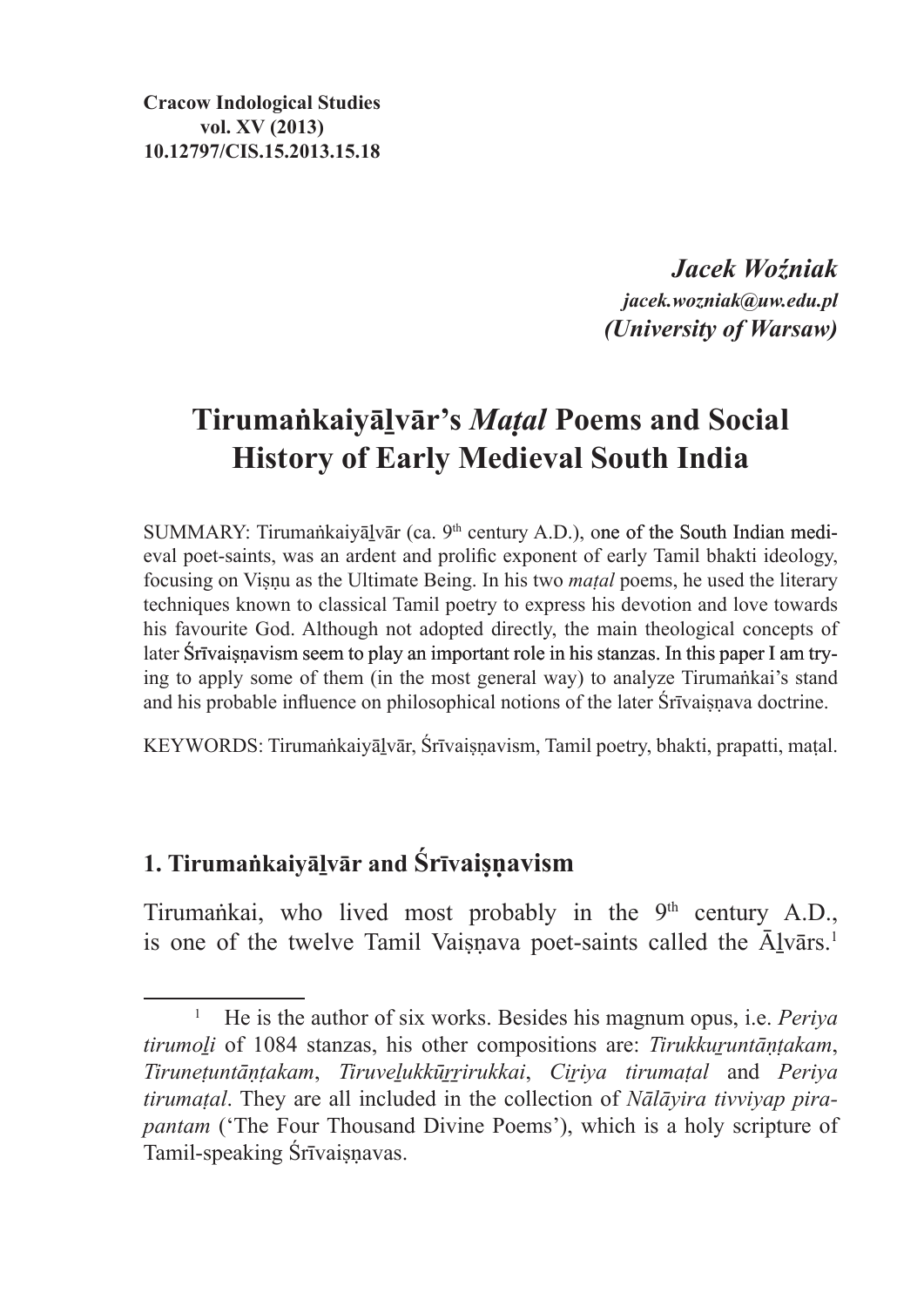**Cracow Indological Studies**
**vol. XV (2013)**
**10.12797/CIS.15.2013.15.18**

***Jacek Woźniak***
***jacek.wozniak@uw.edu.pl***
***(University of Warsaw)***

# Tirumaṅkaiyāḻvār's *Maṭal* Poems and Social History of Early Medieval South India

SUMMARY: Tirumaṅkaiyāḻvār (ca. 9th century A.D.), one of the South Indian medieval poet-saints, was an ardent and prolific exponent of early Tamil bhakti ideology, focusing on Viṣṇu as the Ultimate Being. In his two *maṭal* poems, he used the literary techniques known to classical Tamil poetry to express his devotion and love towards his favourite God. Although not adopted directly, the main theological concepts of later Śrīvaiṣṇavism seem to play an important role in his stanzas. In this paper I am trying to apply some of them (in the most general way) to analyze Tirumaṅkai's stand and his probable influence on philosophical notions of the later Śrīvaiṣṇava doctrine.

KEYWORDS: Tirumaṅkaiyāḻvār, Śrīvaiṣṇavism, Tamil poetry, bhakti, prapatti, maṭal.

## 1. Tirumaṅkaiyāḻvār and Śrīvaiṣṇavism

Tirumaṅkai, who lived most probably in the 9th century A.D., is one of the twelve Tamil Vaiṣṇava poet-saints called the Āḻvārs.[1]

[1] He is the author of six works. Besides his magnum opus, i.e. *Periya tirumoḻi* of 1084 stanzas, his other compositions are: *Tirukkuṟuntāṇṭakam*, *Tiruneṭuntāṇṭakam*, *Tiruveḻukkūṟṟirukkai*, *Ciṟiya tirumaṭal* and *Periya tirumaṭal*. They are all included in the collection of *Nālāyira tivviyap pirapantam* ('The Four Thousand Divine Poems'), which is a holy scripture of Tamil-speaking Śrīvaiṣṇavas.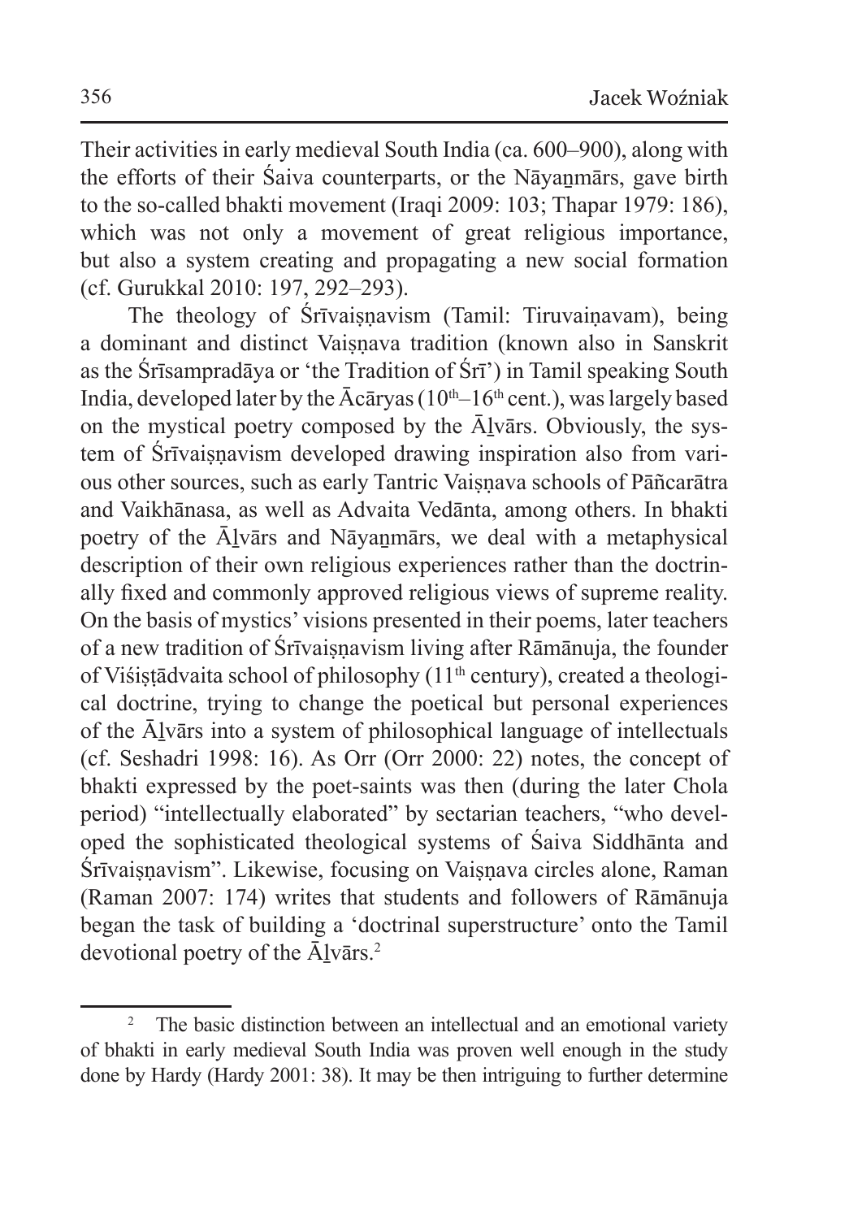Their activities in early medieval South India (ca. 600–900), along with the efforts of their Śaiva counterparts, or the Nāyaṉmārs, gave birth to the so-called bhakti movement (Iraqi 2009: 103; Thapar 1979: 186), which was not only a movement of great religious importance, but also a system creating and propagating a new social formation (cf. Gurukkal 2010: 197, 292–293).

The theology of Śrīvaiṣṇavism (Tamil: Tiruvaiṇavam), being a dominant and distinct Vaiṣṇava tradition (known also in Sanskrit as the Śrīsampradāya or 'the Tradition of Śrī') in Tamil speaking South India, developed later by the Ācāryas (10th–16th cent.), was largely based on the mystical poetry composed by the Āḻvārs. Obviously, the system of Śrīvaiṣṇavism developed drawing inspiration also from various other sources, such as early Tantric Vaiṣṇava schools of Pāñcarātra and Vaikhānasa, as well as Advaita Vedānta, among others. In bhakti poetry of the Āḻvārs and Nāyaṉmārs, we deal with a metaphysical description of their own religious experiences rather than the doctrinally fixed and commonly approved religious views of supreme reality. On the basis of mystics' visions presented in their poems, later teachers of a new tradition of Śrīvaiṣṇavism living after Rāmānuja, the founder of Viśiṣṭādvaita school of philosophy (11th century), created a theological doctrine, trying to change the poetical but personal experiences of the Āḻvārs into a system of philosophical language of intellectuals (cf. Seshadri 1998: 16). As Orr (Orr 2000: 22) notes, the concept of bhakti expressed by the poet-saints was then (during the later Chola period) "intellectually elaborated" by sectarian teachers, "who developed the sophisticated theological systems of Śaiva Siddhānta and Śrīvaiṣṇavism". Likewise, focusing on Vaiṣṇava circles alone, Raman (Raman 2007: 174) writes that students and followers of Rāmānuja began the task of building a 'doctrinal superstructure' onto the Tamil devotional poetry of the Āḻvārs.[2]

[2] The basic distinction between an intellectual and an emotional variety of bhakti in early medieval South India was proven well enough in the study done by Hardy (Hardy 2001: 38). It may be then intriguing to further determine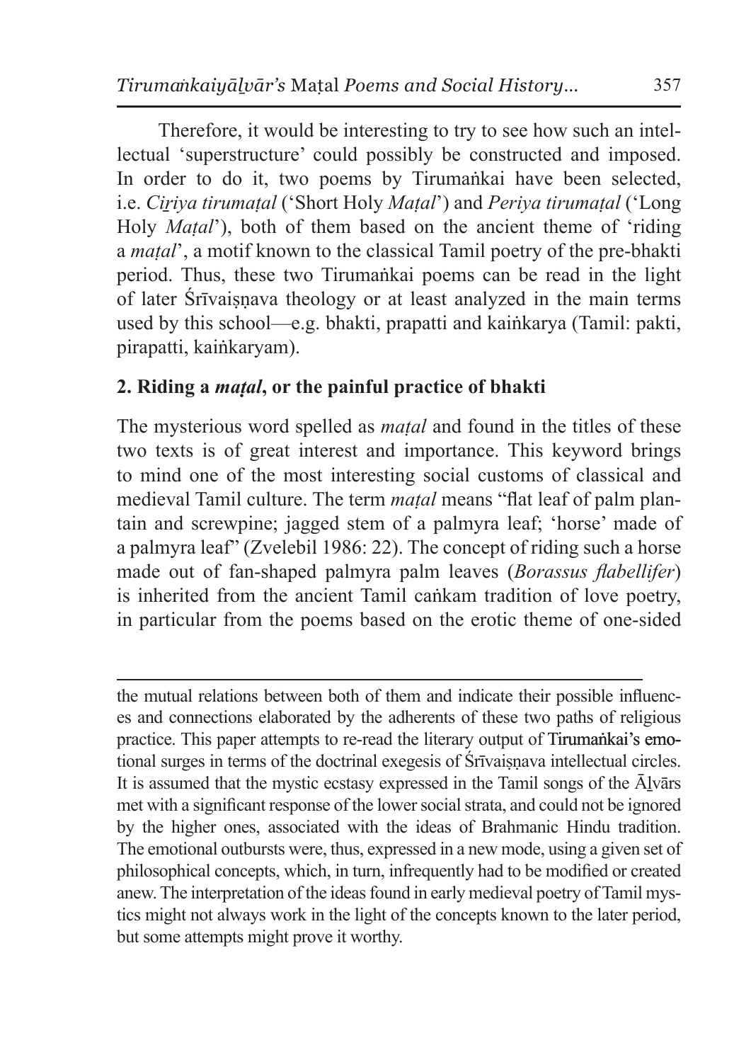Therefore, it would be interesting to try to see how such an intellectual 'superstructure' could possibly be constructed and imposed. In order to do it, two poems by Tirumaṅkai have been selected, i.e. *Ciṟiya tirumaṭal* ('Short Holy *Maṭal*') and *Periya tirumaṭal* ('Long Holy *Maṭal*'), both of them based on the ancient theme of 'riding a *maṭal*', a motif known to the classical Tamil poetry of the pre-bhakti period. Thus, these two Tirumaṅkai poems can be read in the light of later Śrīvaiṣṇava theology or at least analyzed in the main terms used by this school—e.g. bhakti, prapatti and kaiṅkarya (Tamil: pakti, pirapatti, kaiṅkaryam).

## 2. Riding a *maṭal*, or the painful practice of bhakti

The mysterious word spelled as *maṭal* and found in the titles of these two texts is of great interest and importance. This keyword brings to mind one of the most interesting social customs of classical and medieval Tamil culture. The term *maṭal* means "flat leaf of palm plantain and screwpine; jagged stem of a palmyra leaf; 'horse' made of a palmyra leaf" (Zvelebil 1986: 22). The concept of riding such a horse made out of fan-shaped palmyra palm leaves (*Borassus flabellifer*) is inherited from the ancient Tamil caṅkam tradition of love poetry, in particular from the poems based on the erotic theme of one-sided

---

the mutual relations between both of them and indicate their possible influences and connections elaborated by the adherents of these two paths of religious practice. This paper attempts to re-read the literary output of Tirumaṅkai's emotional surges in terms of the doctrinal exegesis of Śrīvaiṣṇava intellectual circles. It is assumed that the mystic ecstasy expressed in the Tamil songs of the Āḻvārs met with a significant response of the lower social strata, and could not be ignored by the higher ones, associated with the ideas of Brahmanic Hindu tradition. The emotional outbursts were, thus, expressed in a new mode, using a given set of philosophical concepts, which, in turn, infrequently had to be modified or created anew. The interpretation of the ideas found in early medieval poetry of Tamil mystics might not always work in the light of the concepts known to the later period, but some attempts might prove it worthy.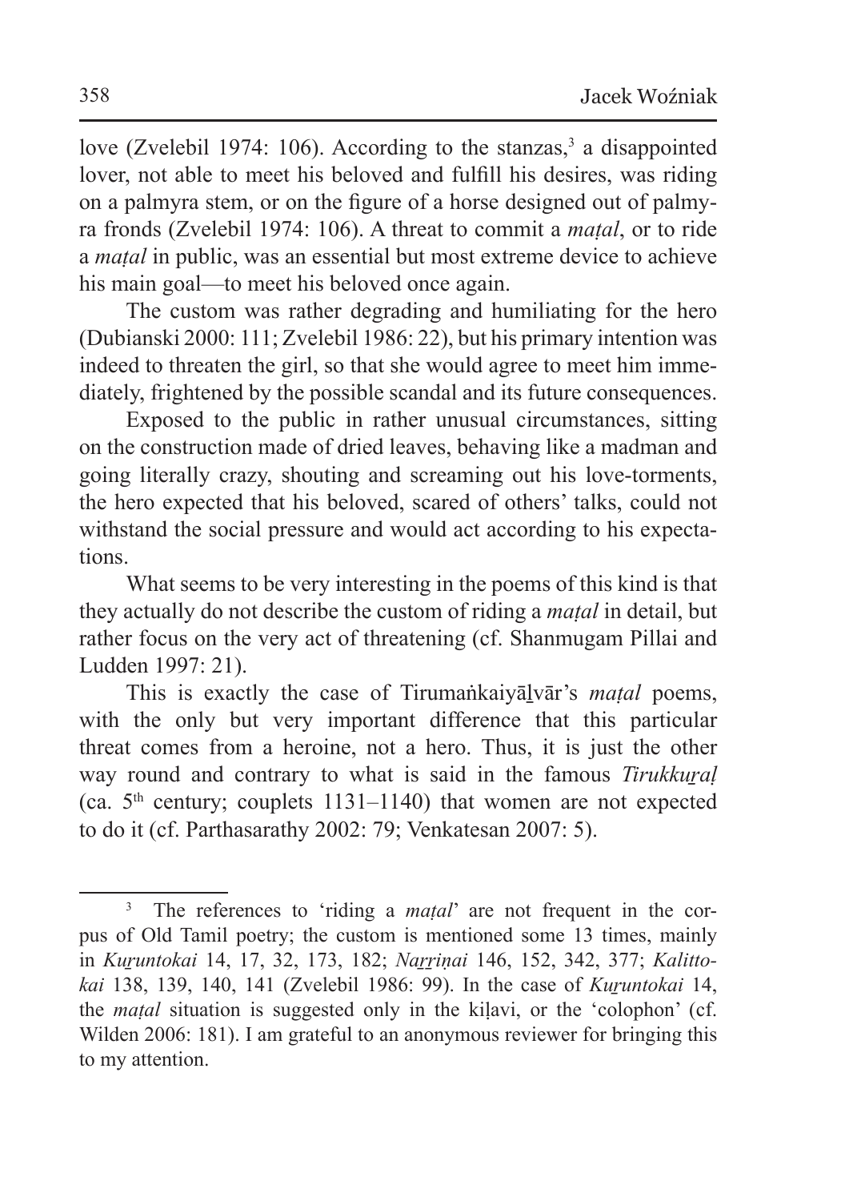love (Zvelebil 1974: 106). According to the stanzas,[3] a disappointed lover, not able to meet his beloved and fulfill his desires, was riding on a palmyra stem, or on the figure of a horse designed out of palmyra fronds (Zvelebil 1974: 106). A threat to commit a *maṭal*, or to ride a *maṭal* in public, was an essential but most extreme device to achieve his main goal—to meet his beloved once again.

The custom was rather degrading and humiliating for the hero (Dubianski 2000: 111; Zvelebil 1986: 22), but his primary intention was indeed to threaten the girl, so that she would agree to meet him immediately, frightened by the possible scandal and its future consequences.

Exposed to the public in rather unusual circumstances, sitting on the construction made of dried leaves, behaving like a madman and going literally crazy, shouting and screaming out his love-torments, the hero expected that his beloved, scared of others' talks, could not withstand the social pressure and would act according to his expectations.

What seems to be very interesting in the poems of this kind is that they actually do not describe the custom of riding a *maṭal* in detail, but rather focus on the very act of threatening (cf. Shanmugam Pillai and Ludden 1997: 21).

This is exactly the case of Tirumaṅkaiyāḻvār's *maṭal* poems, with the only but very important difference that this particular threat comes from a heroine, not a hero. Thus, it is just the other way round and contrary to what is said in the famous *Tirukkuṟaḷ* (ca. 5th century; couplets 1131–1140) that women are not expected to do it (cf. Parthasarathy 2002: 79; Venkatesan 2007: 5).

---

[3] The references to 'riding a *maṭal*' are not frequent in the corpus of Old Tamil poetry; the custom is mentioned some 13 times, mainly in *Kuṟuntokai* 14, 17, 32, 173, 182; *Naṟṟiṇai* 146, 152, 342, 377; *Kalittokai* 138, 139, 140, 141 (Zvelebil 1986: 99). In the case of *Kuṟuntokai* 14, the *maṭal* situation is suggested only in the kiḷavi, or the 'colophon' (cf. Wilden 2006: 181). I am grateful to an anonymous reviewer for bringing this to my attention.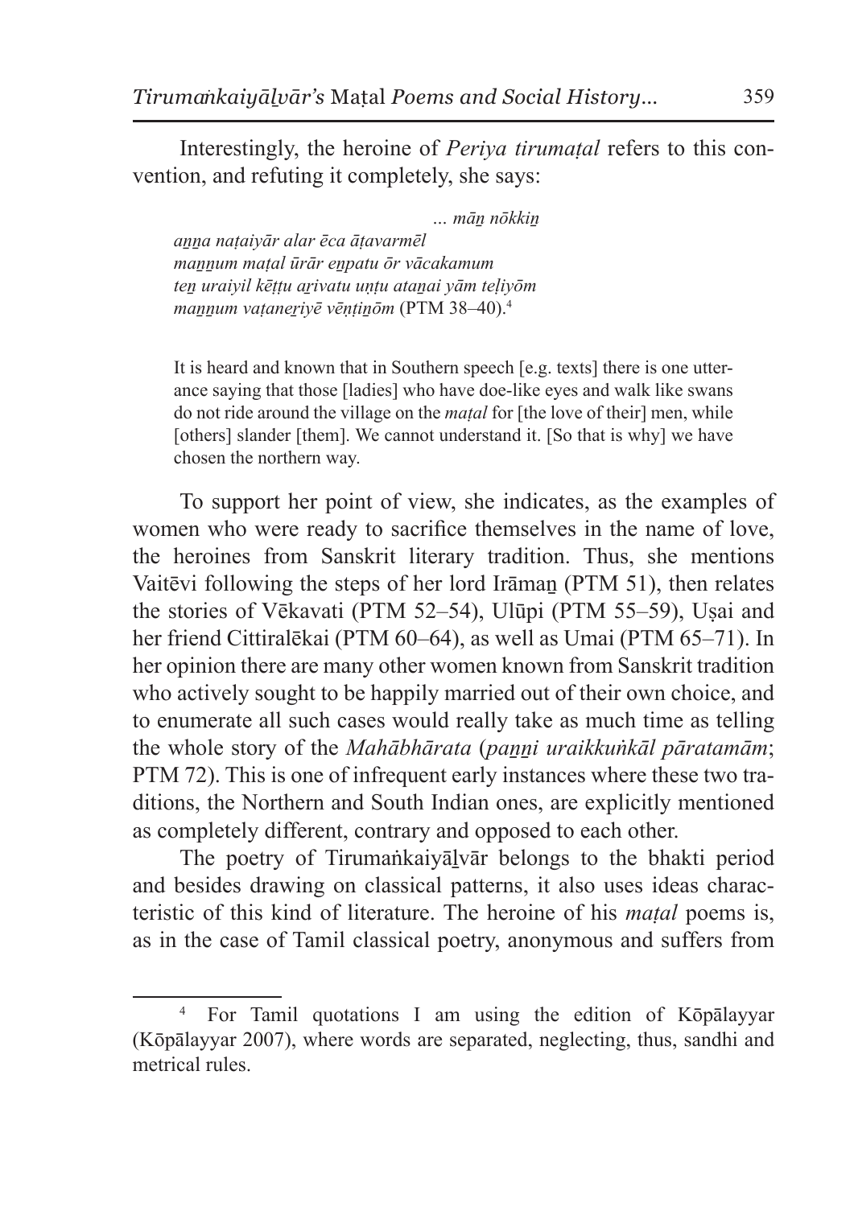Interestingly, the heroine of *Periya tirumaṭal* refers to this convention, and refuting it completely, she says:

> *... māṉ nōkkiṉ*
> *aṉṉa naṭaiyār alar ēca āṭavarmēl*
> *maṉṉum maṭal ūrār eṉpatu ōr vācakamum*
> *teṉ uraiyil kēṭṭu aṟivatu uṇṭu ataṉai yām teḷiyōm*
> *maṉṉum vaṭaneṟiyē vēṇṭiṉōm* (PTM 38–40).[4]
>
> It is heard and known that in Southern speech [e.g. texts] there is one utterance saying that those [ladies] who have doe-like eyes and walk like swans do not ride around the village on the *maṭal* for [the love of their] men, while [others] slander [them]. We cannot understand it. [So that is why] we have chosen the northern way.

To support her point of view, she indicates, as the examples of women who were ready to sacrifice themselves in the name of love, the heroines from Sanskrit literary tradition. Thus, she mentions Vaitēvi following the steps of her lord Irāmaṉ (PTM 51), then relates the stories of Vēkavati (PTM 52–54), Ulūpi (PTM 55–59), Uṣai and her friend Cittiralēkai (PTM 60–64), as well as Umai (PTM 65–71). In her opinion there are many other women known from Sanskrit tradition who actively sought to be happily married out of their own choice, and to enumerate all such cases would really take as much time as telling the whole story of the *Mahābhārata* (*paṉṉi uraikkuṅkāl pāratamām*; PTM 72). This is one of infrequent early instances where these two traditions, the Northern and South Indian ones, are explicitly mentioned as completely different, contrary and opposed to each other.

The poetry of Tirumaṅkaiyāḻvār belongs to the bhakti period and besides drawing on classical patterns, it also uses ideas characteristic of this kind of literature. The heroine of his *maṭal* poems is, as in the case of Tamil classical poetry, anonymous and suffers from

[4] For Tamil quotations I am using the edition of Kōpālayyar (Kōpālayyar 2007), where words are separated, neglecting, thus, sandhi and metrical rules.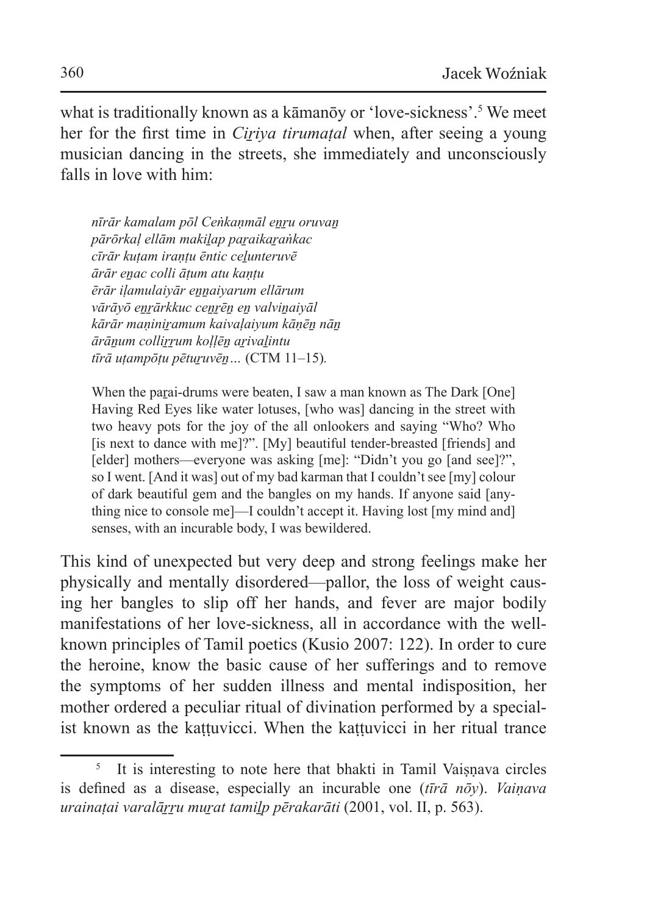what is traditionally known as a kāmanōy or 'love-sickness'.[5] We meet her for the first time in *Ciṟiya tirumaṭal* when, after seeing a young musician dancing in the streets, she immediately and unconsciously falls in love with him:

> *nīrār kamalam pōl Ceṅkaṇmāl eṉṟu oruvaṉ*
> *pārōrkaḷ ellām makiḻap paṟaikaṟaṅkac*
> *cīrār kuṭam iraṇṭu ēntic ceḻunteruvē*
> *ārār eṉac colli āṭum atu kaṇṭu*
> *ērār iḷamulaiyār eṉṉaiyarum ellārum*
> *vārāyō eṉṟārkkuc ceṉṟēṉ eṉ valviṉaiyāl*
> *kārār maṇiniṟamum kaivaḷaiyum kāṇēṉ nāṉ*
> *ārāṉum colliṟṟum koḷḷēṉ aṟivaḻintu*
> *tīrā uṭampōṭu pētuṟuvēṉ…* (CTM 11–15).
>
> When the paṟai-drums were beaten, I saw a man known as The Dark [One] Having Red Eyes like water lotuses, [who was] dancing in the street with two heavy pots for the joy of the all onlookers and saying "Who? Who [is next to dance with me]?". [My] beautiful tender-breasted [friends] and [elder] mothers—everyone was asking [me]: "Didn't you go [and see]?", so I went. [And it was] out of my bad karman that I couldn't see [my] colour of dark beautiful gem and the bangles on my hands. If anyone said [anything nice to console me]—I couldn't accept it. Having lost [my mind and] senses, with an incurable body, I was bewildered.

This kind of unexpected but very deep and strong feelings make her physically and mentally disordered—pallor, the loss of weight causing her bangles to slip off her hands, and fever are major bodily manifestations of her love-sickness, all in accordance with the well-known principles of Tamil poetics (Kusio 2007: 122). In order to cure the heroine, know the basic cause of her sufferings and to remove the symptoms of her sudden illness and mental indisposition, her mother ordered a peculiar ritual of divination performed by a specialist known as the kaṭṭuvicci. When the kaṭṭuvicci in her ritual trance

---

[5] It is interesting to note here that bhakti in Tamil Vaiṣṇava circles is defined as a disease, especially an incurable one (*tīrā nōy*). *Vaiṇava urainaṭai varalāṟṟu muṟat tamiḻp pērakarāti* (2001, vol. II, p. 563).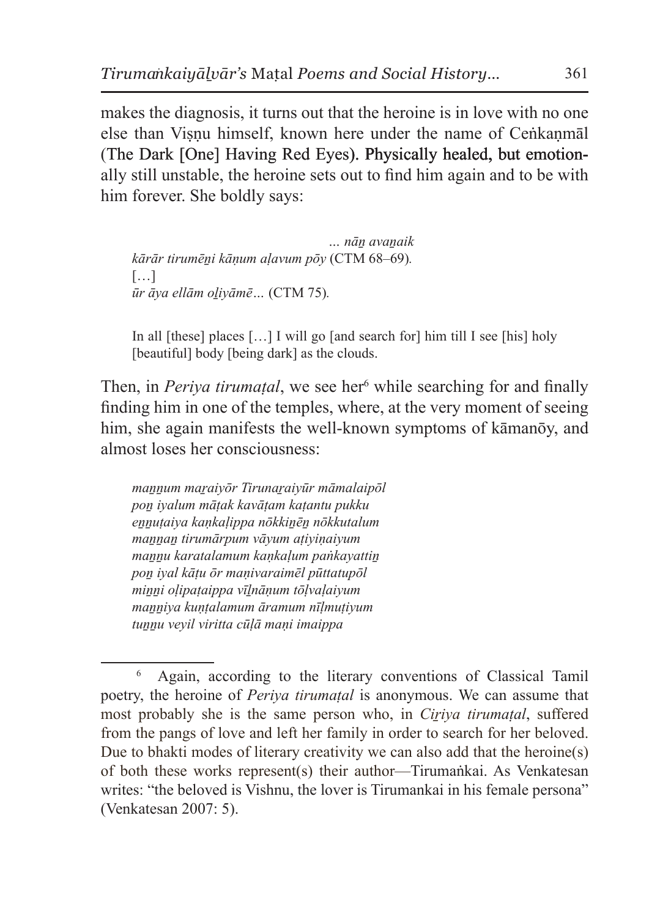makes the diagnosis, it turns out that the heroine is in love with no one else than Viṣṇu himself, known here under the name of Ceṅkaṇmāl (The Dark [One] Having Red Eyes). Physically healed, but emotionally still unstable, the heroine sets out to find him again and to be with him forever. She boldly says:

> *… nāṉ avaṉaik*
> *kārār tirumēṉi kāṇum aḷavum pōy* (CTM 68–69).
> […]
> *ūr āya ellām oḻiyāmē…* (CTM 75).
>
> In all [these] places […] I will go [and search for] him till I see [his] holy [beautiful] body [being dark] as the clouds.

Then, in *Periya tirumaṭal*, we see her[6] while searching for and finally finding him in one of the temples, where, at the very moment of seeing him, she again manifests the well-known symptoms of kāmanōy, and almost loses her consciousness:

> *maṉṉum maṟaiyōr Tirunaṟaiyūr māmalaipōl*
> *poṉ iyalum māṭak kavāṭam kaṭantu pukku*
> *eṉṉuṭaiya kaṇkaḷippa nōkkiṉēṉ nōkkutalum*
> *maṉṉaṉ tirumārpum vāyum aṭiyiṇaiyum*
> *maṉṉu karatalamum kaṇkaḷum paṅkayattiṉ*
> *poṉ iyal kāṭu ōr maṇivaraimēl pūttatupōl*
> *miṉṉi oḷipaṭaippa vīḻnāṇum tōḷvaḷaiyum*
> *maṉṉiya kuṇṭalamum āramum nīḷmuṭiyum*
> *tuṉṉu veyil viritta cūḷā maṇi imaippa*

[6] Again, according to the literary conventions of Classical Tamil poetry, the heroine of *Periya tirumaṭal* is anonymous. We can assume that most probably she is the same person who, in *Ciṟiya tirumaṭal*, suffered from the pangs of love and left her family in order to search for her beloved. Due to bhakti modes of literary creativity we can also add that the heroine(s) of both these works represent(s) their author—Tirumaṅkai. As Venkatesan writes: "the beloved is Vishnu, the lover is Tirumankai in his female persona" (Venkatesan 2007: 5).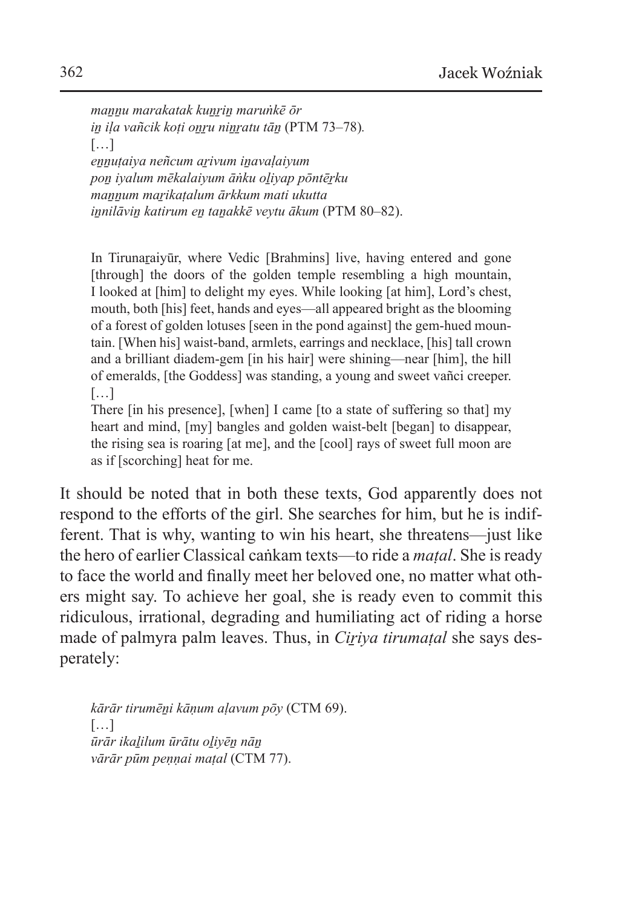*maṉṉu marakatak kuṉṟiṉ maruṅkē ōr*
*iṉ iḷa vañcik koṭi oṉṟu niṉṟatu tāṉ* (PTM 73–78).
[…]
*eṉṉuṭaiya neñcum aṟivum iṉavaḷaiyum*
*poṉ iyalum mēkalaiyum āṅku oḻiyap pōntēṟku*
*maṉṉum maṟikaṭalum ārkkum mati ukutta*
*iṉnilāviṉ katirum eṉ taṉakkē veytu ākum* (PTM 80–82).

> In Tirunaṟaiyūr, where Vedic [Brahmins] live, having entered and gone [through] the doors of the golden temple resembling a high mountain, I looked at [him] to delight my eyes. While looking [at him], Lord's chest, mouth, both [his] feet, hands and eyes—all appeared bright as the blooming of a forest of golden lotuses [seen in the pond against] the gem-hued mountain. [When his] waist-band, armlets, earrings and necklace, [his] tall crown and a brilliant diadem-gem [in his hair] were shining—near [him], the hill of emeralds, [the Goddess] was standing, a young and sweet vañci creeper.
> […]
> There [in his presence], [when] I came [to a state of suffering so that] my heart and mind, [my] bangles and golden waist-belt [began] to disappear, the rising sea is roaring [at me], and the [cool] rays of sweet full moon are as if [scorching] heat for me.

It should be noted that in both these texts, God apparently does not respond to the efforts of the girl. She searches for him, but he is indifferent. That is why, wanting to win his heart, she threatens—just like the hero of earlier Classical caṅkam texts—to ride a *maṭal*. She is ready to face the world and finally meet her beloved one, no matter what others might say. To achieve her goal, she is ready even to commit this ridiculous, irrational, degrading and humiliating act of riding a horse made of palmyra palm leaves. Thus, in *Ciṟiya tirumaṭal* she says desperately:

*kārār tirumēṉi kāṇum aḷavum pōy* (CTM 69).
[…]
*ūrār ikaḻilum ūrātu oḻiyēṉ nāṉ*
*vārār pūm peṇṇai maṭal* (CTM 77).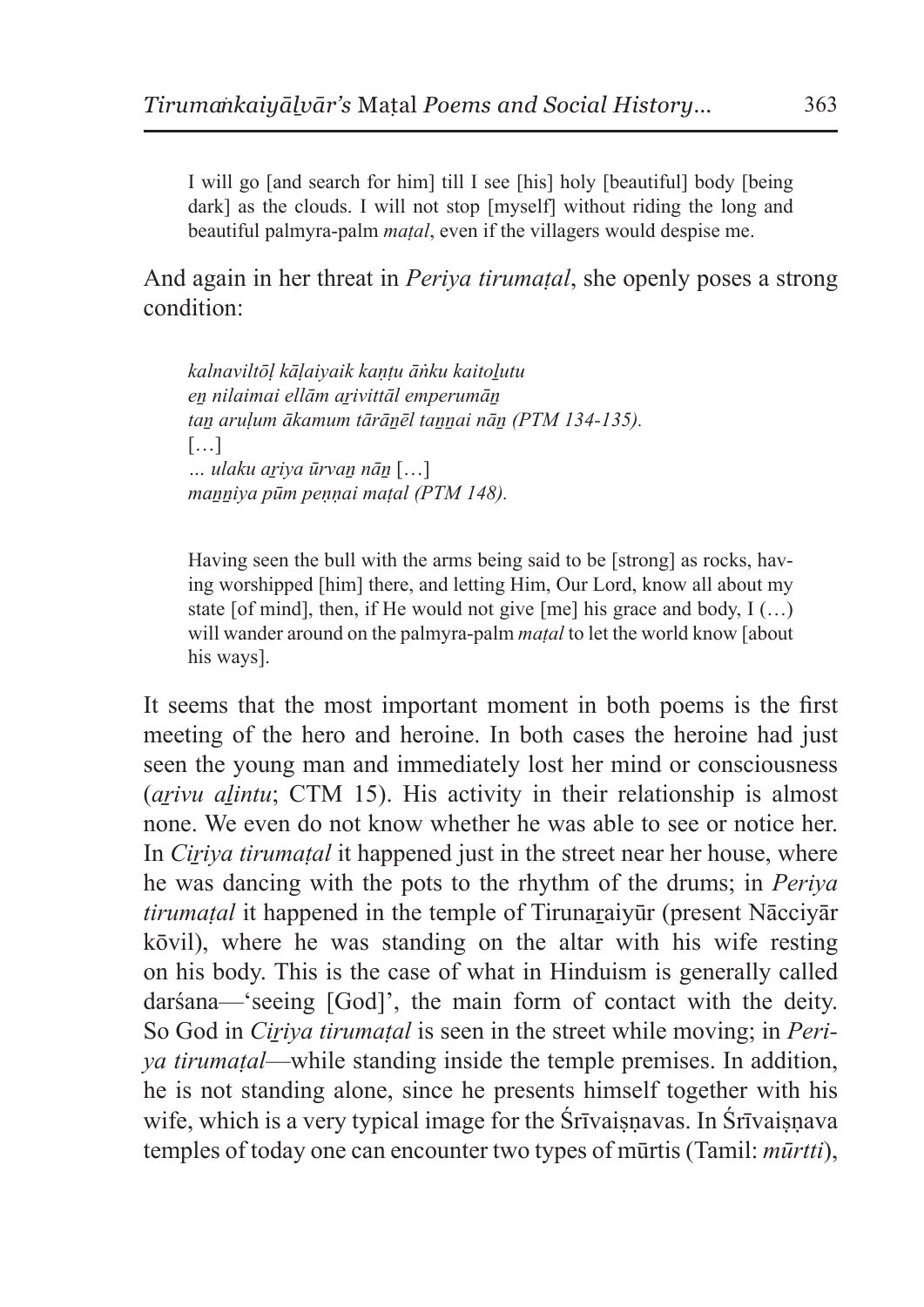I will go [and search for him] till I see [his] holy [beautiful] body [being dark] as the clouds. I will not stop [myself] without riding the long and beautiful palmyra-palm *maṭal*, even if the villagers would despise me.

And again in her threat in *Periya tirumaṭal*, she openly poses a strong condition:

> *kalnaviltōḷ kāḷaiyaik kaṇṭu āṅku kaitoḻutu*
> *eṉ nilaimai ellām aṟivittāl emperumāṉ*
> *taṉ aruḷum ākamum tārāṉēl taṉṉai nāṉ (PTM 134-135).*
> […]
> *… ulaku aṟiya ūrvaṉ nāṉ* […]
> *maṉṉiya pūm peṇṇai maṭal (PTM 148).*

Having seen the bull with the arms being said to be [strong] as rocks, having worshipped [him] there, and letting Him, Our Lord, know all about my state [of mind], then, if He would not give [me] his grace and body, I (…) will wander around on the palmyra-palm *maṭal* to let the world know [about his ways].

It seems that the most important moment in both poems is the first meeting of the hero and heroine. In both cases the heroine had just seen the young man and immediately lost her mind or consciousness (*aṟivu aḻintu*; CTM 15). His activity in their relationship is almost none. We even do not know whether he was able to see or notice her. In *Ciṟiya tirumaṭal* it happened just in the street near her house, where he was dancing with the pots to the rhythm of the drums; in *Periya tirumaṭal* it happened in the temple of Tirunaṟaiyūr (present Nācciyār kōvil), where he was standing on the altar with his wife resting on his body. This is the case of what in Hinduism is generally called darśana—'seeing [God]', the main form of contact with the deity. So God in *Ciṟiya tirumaṭal* is seen in the street while moving; in *Periya tirumaṭal*—while standing inside the temple premises. In addition, he is not standing alone, since he presents himself together with his wife, which is a very typical image for the Śrīvaiṣṇavas. In Śrīvaiṣṇava temples of today one can encounter two types of mūrtis (Tamil: *mūrtti*),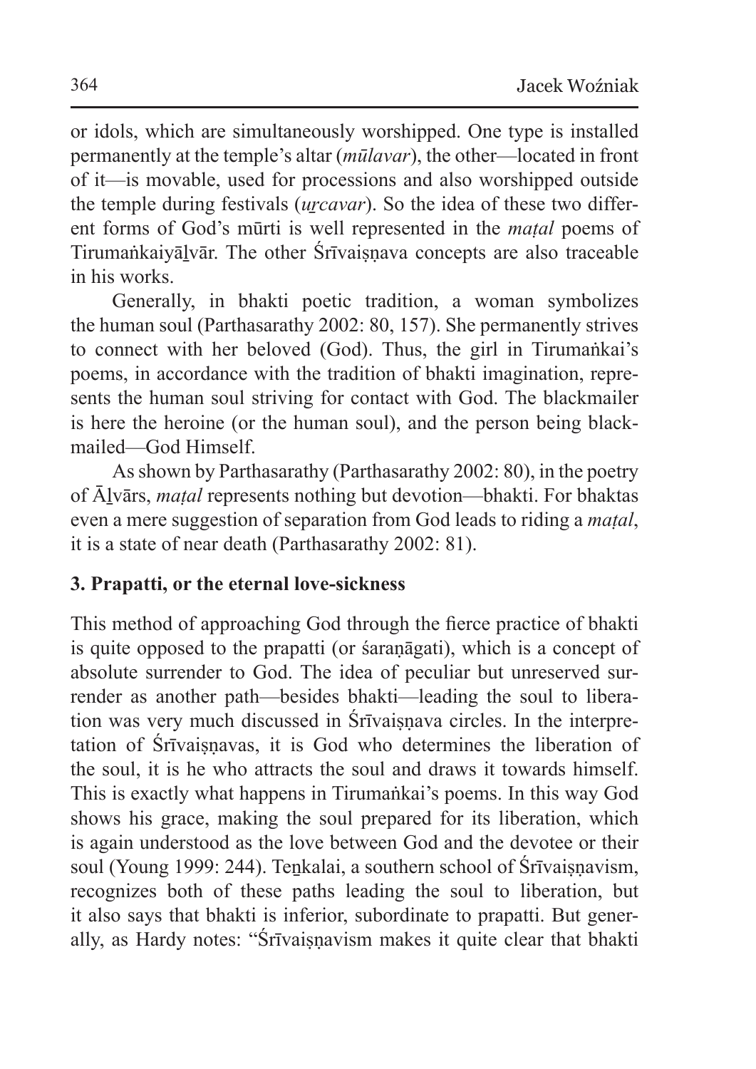or idols, which are simultaneously worshipped. One type is installed permanently at the temple's altar (*mūlavar*), the other—located in front of it—is movable, used for processions and also worshipped outside the temple during festivals (*uṟcavar*). So the idea of these two different forms of God's mūrti is well represented in the *maṭal* poems of Tirumaṅkaiyāḻvār. The other Śrīvaiṣṇava concepts are also traceable in his works.

Generally, in bhakti poetic tradition, a woman symbolizes the human soul (Parthasarathy 2002: 80, 157). She permanently strives to connect with her beloved (God). Thus, the girl in Tirumaṅkai's poems, in accordance with the tradition of bhakti imagination, represents the human soul striving for contact with God. The blackmailer is here the heroine (or the human soul), and the person being blackmailed—God Himself.

As shown by Parthasarathy (Parthasarathy 2002: 80), in the poetry of Āḻvārs, *maṭal* represents nothing but devotion—bhakti. For bhaktas even a mere suggestion of separation from God leads to riding a *maṭal*, it is a state of near death (Parthasarathy 2002: 81).

### 3. Prapatti, or the eternal love-sickness

This method of approaching God through the fierce practice of bhakti is quite opposed to the prapatti (or śaraṇāgati), which is a concept of absolute surrender to God. The idea of peculiar but unreserved surrender as another path—besides bhakti—leading the soul to liberation was very much discussed in Śrīvaiṣṇava circles. In the interpretation of Śrīvaiṣṇavas, it is God who determines the liberation of the soul, it is he who attracts the soul and draws it towards himself. This is exactly what happens in Tirumaṅkai's poems. In this way God shows his grace, making the soul prepared for its liberation, which is again understood as the love between God and the devotee or their soul (Young 1999: 244). Teṉkalai, a southern school of Śrīvaiṣṇavism, recognizes both of these paths leading the soul to liberation, but it also says that bhakti is inferior, subordinate to prapatti. But generally, as Hardy notes: "Śrīvaiṣṇavism makes it quite clear that bhakti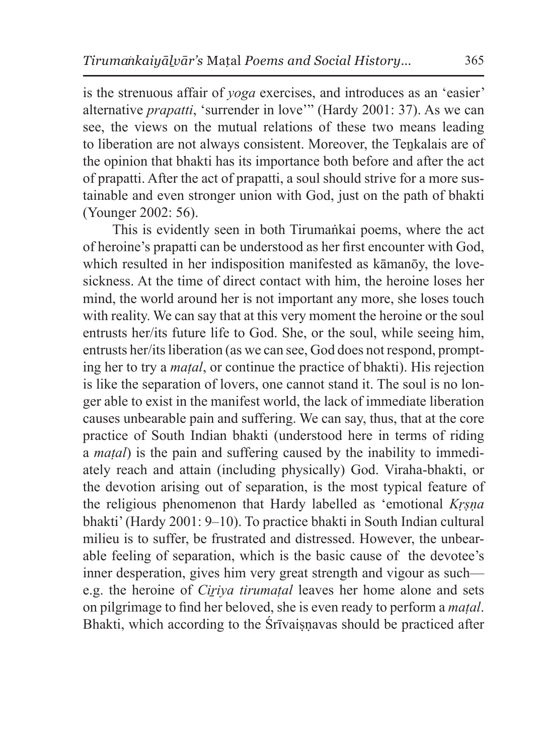is the strenuous affair of *yoga* exercises, and introduces as an 'easier' alternative *prapatti*, 'surrender in love'" (Hardy 2001: 37). As we can see, the views on the mutual relations of these two means leading to liberation are not always consistent. Moreover, the Teṉkalais are of the opinion that bhakti has its importance both before and after the act of prapatti. After the act of prapatti, a soul should strive for a more sustainable and even stronger union with God, just on the path of bhakti (Younger 2002: 56).

This is evidently seen in both Tirumaṅkai poems, where the act of heroine's prapatti can be understood as her first encounter with God, which resulted in her indisposition manifested as kāmanōy, the love-sickness. At the time of direct contact with him, the heroine loses her mind, the world around her is not important any more, she loses touch with reality. We can say that at this very moment the heroine or the soul entrusts her/its future life to God. She, or the soul, while seeing him, entrusts her/its liberation (as we can see, God does not respond, prompting her to try a *maṭal*, or continue the practice of bhakti). His rejection is like the separation of lovers, one cannot stand it. The soul is no longer able to exist in the manifest world, the lack of immediate liberation causes unbearable pain and suffering. We can say, thus, that at the core practice of South Indian bhakti (understood here in terms of riding a *maṭal*) is the pain and suffering caused by the inability to immediately reach and attain (including physically) God. Viraha-bhakti, or the devotion arising out of separation, is the most typical feature of the religious phenomenon that Hardy labelled as 'emotional *Kṛṣṇa* bhakti' (Hardy 2001: 9–10). To practice bhakti in South Indian cultural milieu is to suffer, be frustrated and distressed. However, the unbearable feeling of separation, which is the basic cause of the devotee's inner desperation, gives him very great strength and vigour as such—e.g. the heroine of *Ciṟiya tirumaṭal* leaves her home alone and sets on pilgrimage to find her beloved, she is even ready to perform a *maṭal*. Bhakti, which according to the Śrīvaiṣṇavas should be practiced after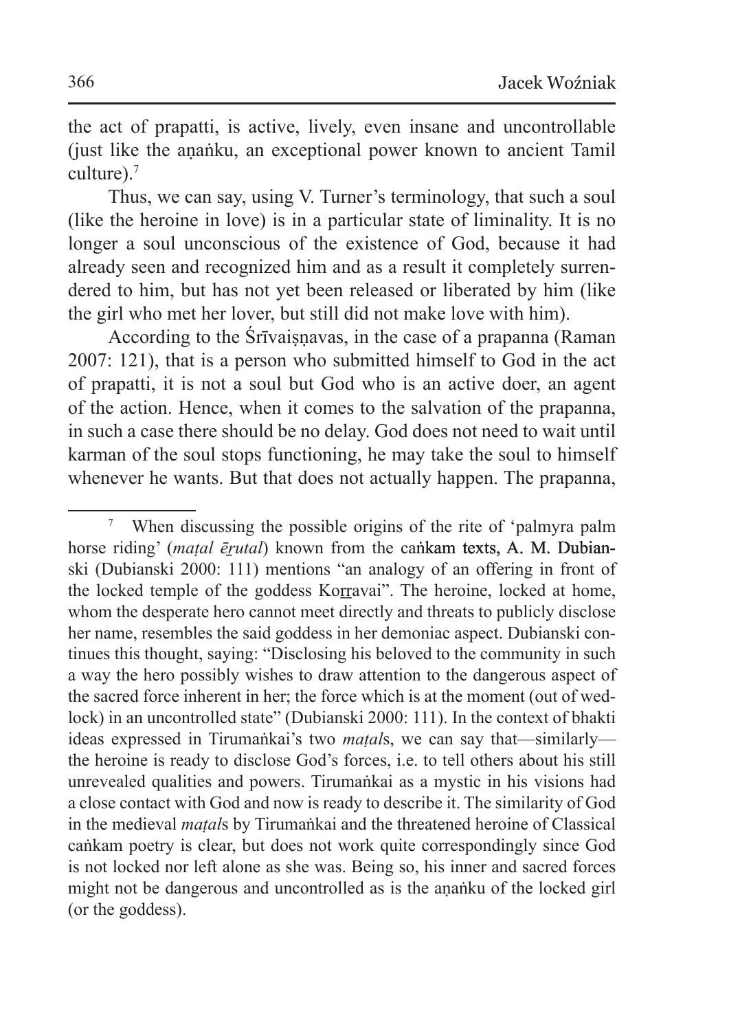the act of prapatti, is active, lively, even insane and uncontrollable (just like the aṇaṅku, an exceptional power known to ancient Tamil culture).[7]

Thus, we can say, using V. Turner's terminology, that such a soul (like the heroine in love) is in a particular state of liminality. It is no longer a soul unconscious of the existence of God, because it had already seen and recognized him and as a result it completely surrendered to him, but has not yet been released or liberated by him (like the girl who met her lover, but still did not make love with him).

According to the Śrīvaiṣṇavas, in the case of a prapanna (Raman 2007: 121), that is a person who submitted himself to God in the act of prapatti, it is not a soul but God who is an active doer, an agent of the action. Hence, when it comes to the salvation of the prapanna, in such a case there should be no delay. God does not need to wait until karman of the soul stops functioning, he may take the soul to himself whenever he wants. But that does not actually happen. The prapanna,

---

[7] When discussing the possible origins of the rite of 'palmyra palm horse riding' (*maṭal ēṟutal*) known from the caṅkam texts, A. M. Dubianski (Dubianski 2000: 111) mentions "an analogy of an offering in front of the locked temple of the goddess Koṟṟavai". The heroine, locked at home, whom the desperate hero cannot meet directly and threats to publicly disclose her name, resembles the said goddess in her demoniac aspect. Dubianski continues this thought, saying: "Disclosing his beloved to the community in such a way the hero possibly wishes to draw attention to the dangerous aspect of the sacred force inherent in her; the force which is at the moment (out of wedlock) in an uncontrolled state" (Dubianski 2000: 111). In the context of bhakti ideas expressed in Tirumaṅkai's two *maṭal*s, we can say that—similarly—the heroine is ready to disclose God's forces, i.e. to tell others about his still unrevealed qualities and powers. Tirumaṅkai as a mystic in his visions had a close contact with God and now is ready to describe it. The similarity of God in the medieval *maṭal*s by Tirumaṅkai and the threatened heroine of Classical caṅkam poetry is clear, but does not work quite correspondingly since God is not locked nor left alone as she was. Being so, his inner and sacred forces might not be dangerous and uncontrolled as is the aṇaṅku of the locked girl (or the goddess).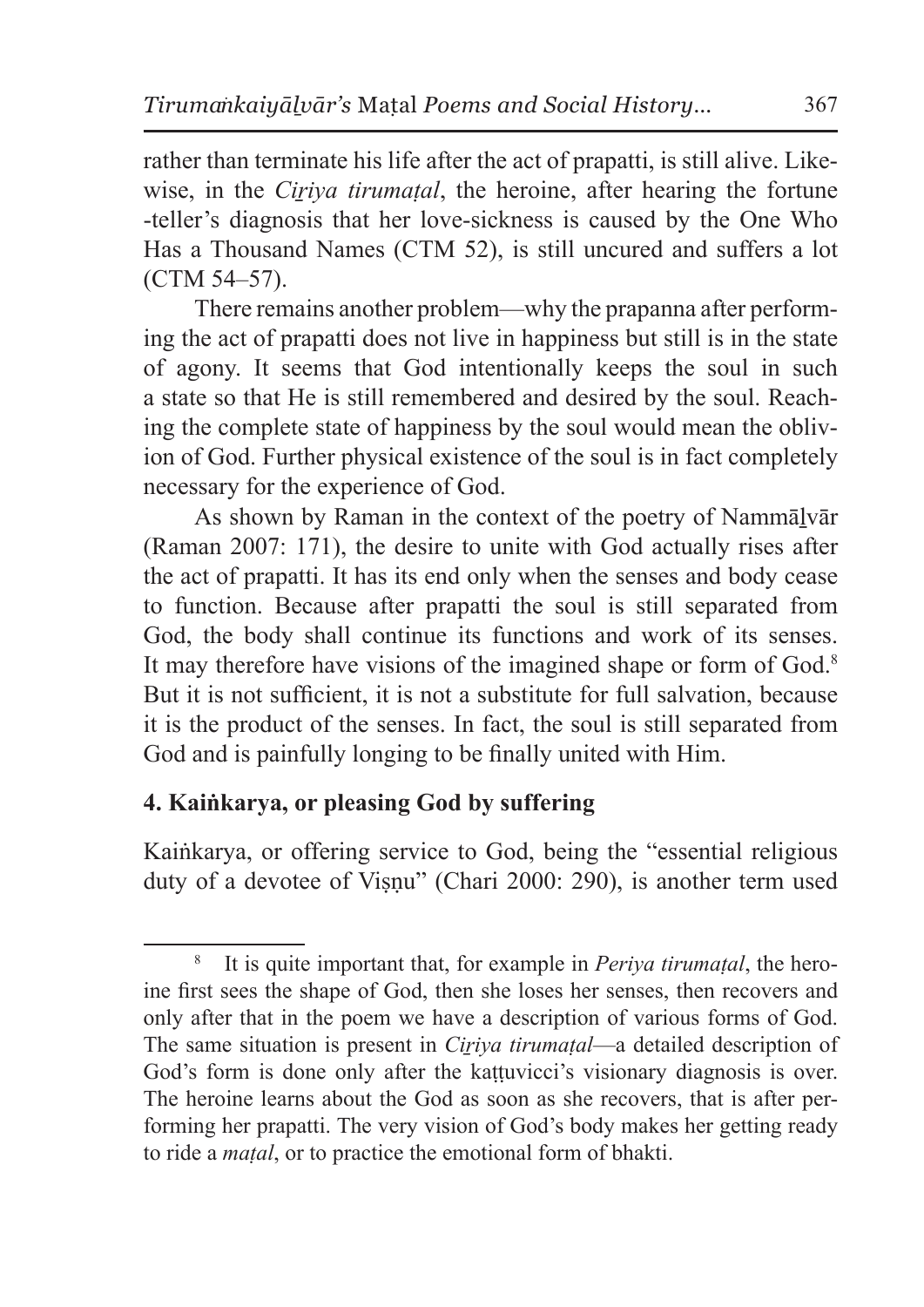rather than terminate his life after the act of prapatti, is still alive. Likewise, in the *Ciṟiya tirumaṭal*, the heroine, after hearing the fortune-teller's diagnosis that her love-sickness is caused by the One Who Has a Thousand Names (CTM 52), is still uncured and suffers a lot (CTM 54–57).

There remains another problem—why the prapanna after performing the act of prapatti does not live in happiness but still is in the state of agony. It seems that God intentionally keeps the soul in such a state so that He is still remembered and desired by the soul. Reaching the complete state of happiness by the soul would mean the oblivion of God. Further physical existence of the soul is in fact completely necessary for the experience of God.

As shown by Raman in the context of the poetry of Nammāḻvār (Raman 2007: 171), the desire to unite with God actually rises after the act of prapatti. It has its end only when the senses and body cease to function. Because after prapatti the soul is still separated from God, the body shall continue its functions and work of its senses. It may therefore have visions of the imagined shape or form of God.[8] But it is not sufficient, it is not a substitute for full salvation, because it is the product of the senses. In fact, the soul is still separated from God and is painfully longing to be finally united with Him.

## 4. Kaiṅkarya, or pleasing God by suffering

Kaiṅkarya, or offering service to God, being the "essential religious duty of a devotee of Viṣṇu" (Chari 2000: 290), is another term used

[8] It is quite important that, for example in *Periya tirumaṭal*, the heroine first sees the shape of God, then she loses her senses, then recovers and only after that in the poem we have a description of various forms of God. The same situation is present in *Ciṟiya tirumaṭal*—a detailed description of God's form is done only after the kaṭṭuvicci's visionary diagnosis is over. The heroine learns about the God as soon as she recovers, that is after performing her prapatti. The very vision of God's body makes her getting ready to ride a *maṭal*, or to practice the emotional form of bhakti.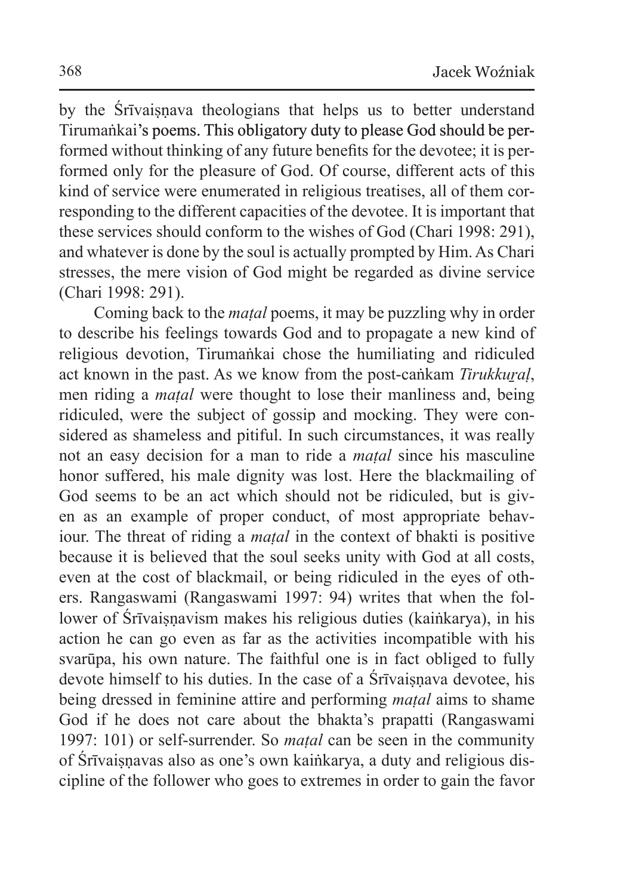by the Śrīvaiṣṇava theologians that helps us to better understand Tirumaṅkai's poems. This obligatory duty to please God should be performed without thinking of any future benefits for the devotee; it is performed only for the pleasure of God. Of course, different acts of this kind of service were enumerated in religious treatises, all of them corresponding to the different capacities of the devotee. It is important that these services should conform to the wishes of God (Chari 1998: 291), and whatever is done by the soul is actually prompted by Him. As Chari stresses, the mere vision of God might be regarded as divine service (Chari 1998: 291).

Coming back to the *maṭal* poems, it may be puzzling why in order to describe his feelings towards God and to propagate a new kind of religious devotion, Tirumaṅkai chose the humiliating and ridiculed act known in the past. As we know from the post-caṅkam *Tirukkuṟaḷ*, men riding a *maṭal* were thought to lose their manliness and, being ridiculed, were the subject of gossip and mocking. They were considered as shameless and pitiful. In such circumstances, it was really not an easy decision for a man to ride a *maṭal* since his masculine honor suffered, his male dignity was lost. Here the blackmailing of God seems to be an act which should not be ridiculed, but is given as an example of proper conduct, of most appropriate behaviour. The threat of riding a *maṭal* in the context of bhakti is positive because it is believed that the soul seeks unity with God at all costs, even at the cost of blackmail, or being ridiculed in the eyes of others. Rangaswami (Rangaswami 1997: 94) writes that when the follower of Śrīvaiṣṇavism makes his religious duties (kaiṅkarya), in his action he can go even as far as the activities incompatible with his svarūpa, his own nature. The faithful one is in fact obliged to fully devote himself to his duties. In the case of a Śrīvaiṣṇava devotee, his being dressed in feminine attire and performing *maṭal* aims to shame God if he does not care about the bhakta's prapatti (Rangaswami 1997: 101) or self-surrender. So *maṭal* can be seen in the community of Śrīvaiṣṇavas also as one's own kaiṅkarya, a duty and religious discipline of the follower who goes to extremes in order to gain the favor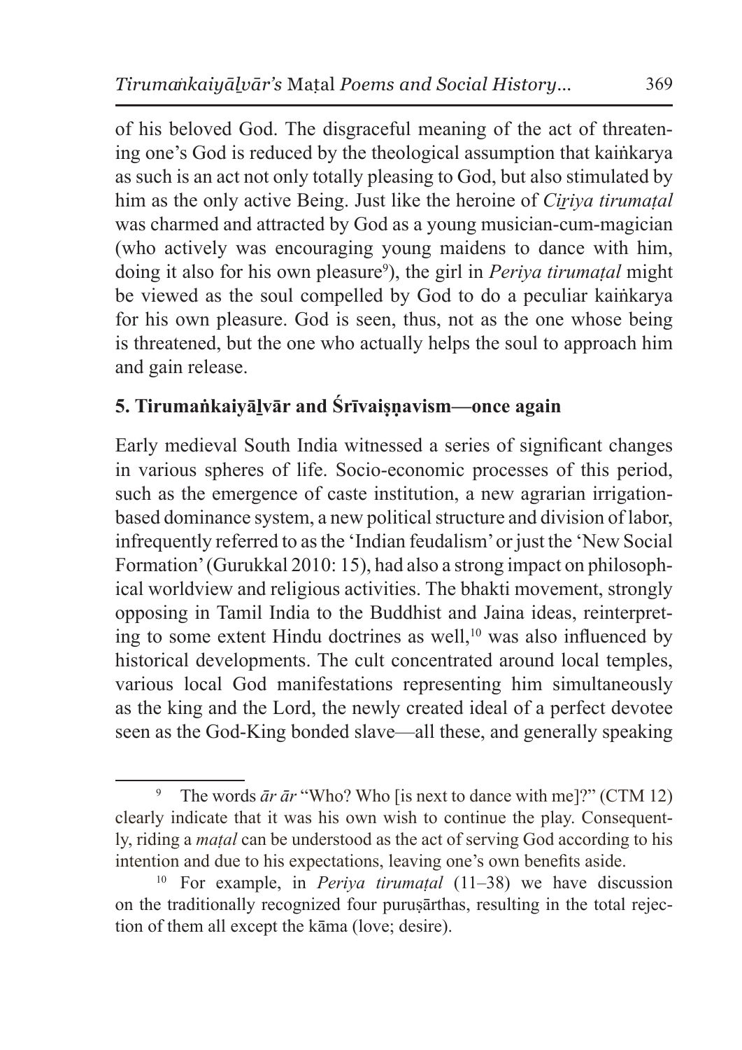of his beloved God. The disgraceful meaning of the act of threatening one's God is reduced by the theological assumption that kaiṅkarya as such is an act not only totally pleasing to God, but also stimulated by him as the only active Being. Just like the heroine of *Ciṟiya tirumaṭal* was charmed and attracted by God as a young musician-cum-magician (who actively was encouraging young maidens to dance with him, doing it also for his own pleasure[9]), the girl in *Periya tirumaṭal* might be viewed as the soul compelled by God to do a peculiar kaiṅkarya for his own pleasure. God is seen, thus, not as the one whose being is threatened, but the one who actually helps the soul to approach him and gain release.

## 5. Tirumaṅkaiyāḻvār and Śrīvaiṣṇavism—once again

Early medieval South India witnessed a series of significant changes in various spheres of life. Socio-economic processes of this period, such as the emergence of caste institution, a new agrarian irrigation-based dominance system, a new political structure and division of labor, infrequently referred to as the 'Indian feudalism' or just the 'New Social Formation' (Gurukkal 2010: 15), had also a strong impact on philosophical worldview and religious activities. The bhakti movement, strongly opposing in Tamil India to the Buddhist and Jaina ideas, reinterpreting to some extent Hindu doctrines as well,[10] was also influenced by historical developments. The cult concentrated around local temples, various local God manifestations representing him simultaneously as the king and the Lord, the newly created ideal of a perfect devotee seen as the God-King bonded slave—all these, and generally speaking

---

[9] The words *ār ār* "Who? Who [is next to dance with me]?" (CTM 12) clearly indicate that it was his own wish to continue the play. Consequently, riding a *maṭal* can be understood as the act of serving God according to his intention and due to his expectations, leaving one's own benefits aside.

[10] For example, in *Periya tirumaṭal* (11–38) we have discussion on the traditionally recognized four puruṣārthas, resulting in the total rejection of them all except the kāma (love; desire).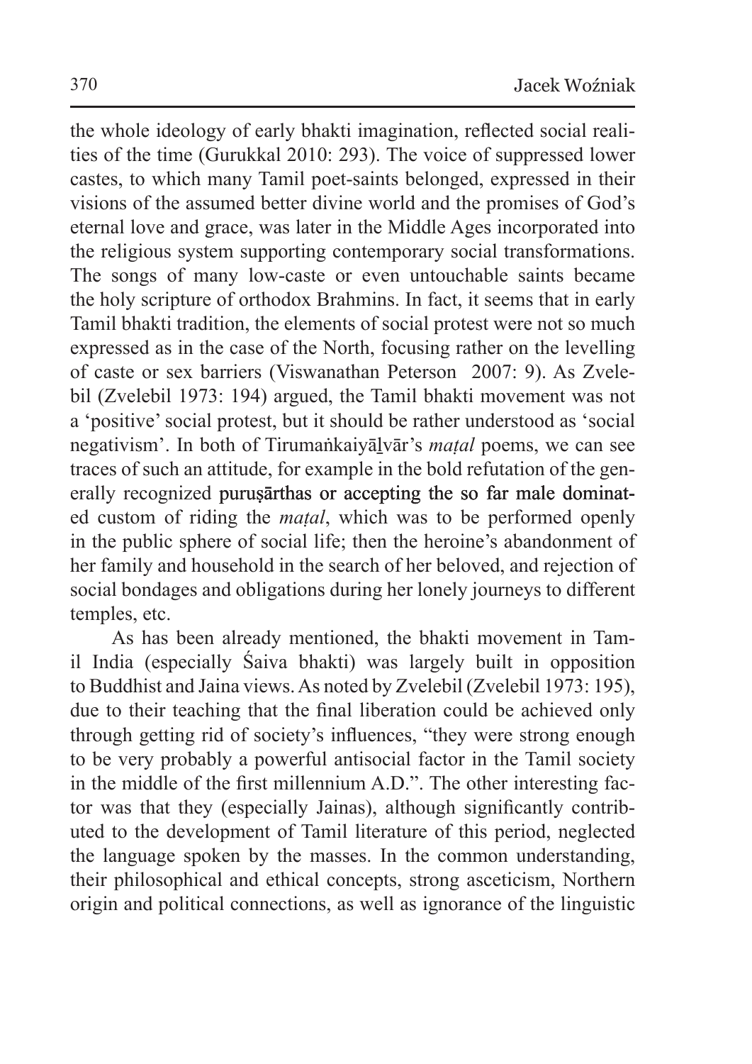the whole ideology of early bhakti imagination, reflected social realities of the time (Gurukkal 2010: 293). The voice of suppressed lower castes, to which many Tamil poet-saints belonged, expressed in their visions of the assumed better divine world and the promises of God's eternal love and grace, was later in the Middle Ages incorporated into the religious system supporting contemporary social transformations. The songs of many low-caste or even untouchable saints became the holy scripture of orthodox Brahmins. In fact, it seems that in early Tamil bhakti tradition, the elements of social protest were not so much expressed as in the case of the North, focusing rather on the levelling of caste or sex barriers (Viswanathan Peterson 2007: 9). As Zvelebil (Zvelebil 1973: 194) argued, the Tamil bhakti movement was not a 'positive' social protest, but it should be rather understood as 'social negativism'. In both of Tirumaṅkaiyāḻvār's *maṭal* poems, we can see traces of such an attitude, for example in the bold refutation of the generally recognized puruṣārthas or accepting the so far male dominated custom of riding the *maṭal*, which was to be performed openly in the public sphere of social life; then the heroine's abandonment of her family and household in the search of her beloved, and rejection of social bondages and obligations during her lonely journeys to different temples, etc.

As has been already mentioned, the bhakti movement in Tamil India (especially Śaiva bhakti) was largely built in opposition to Buddhist and Jaina views. As noted by Zvelebil (Zvelebil 1973: 195), due to their teaching that the final liberation could be achieved only through getting rid of society's influences, "they were strong enough to be very probably a powerful antisocial factor in the Tamil society in the middle of the first millennium A.D.". The other interesting factor was that they (especially Jainas), although significantly contributed to the development of Tamil literature of this period, neglected the language spoken by the masses. In the common understanding, their philosophical and ethical concepts, strong asceticism, Northern origin and political connections, as well as ignorance of the linguistic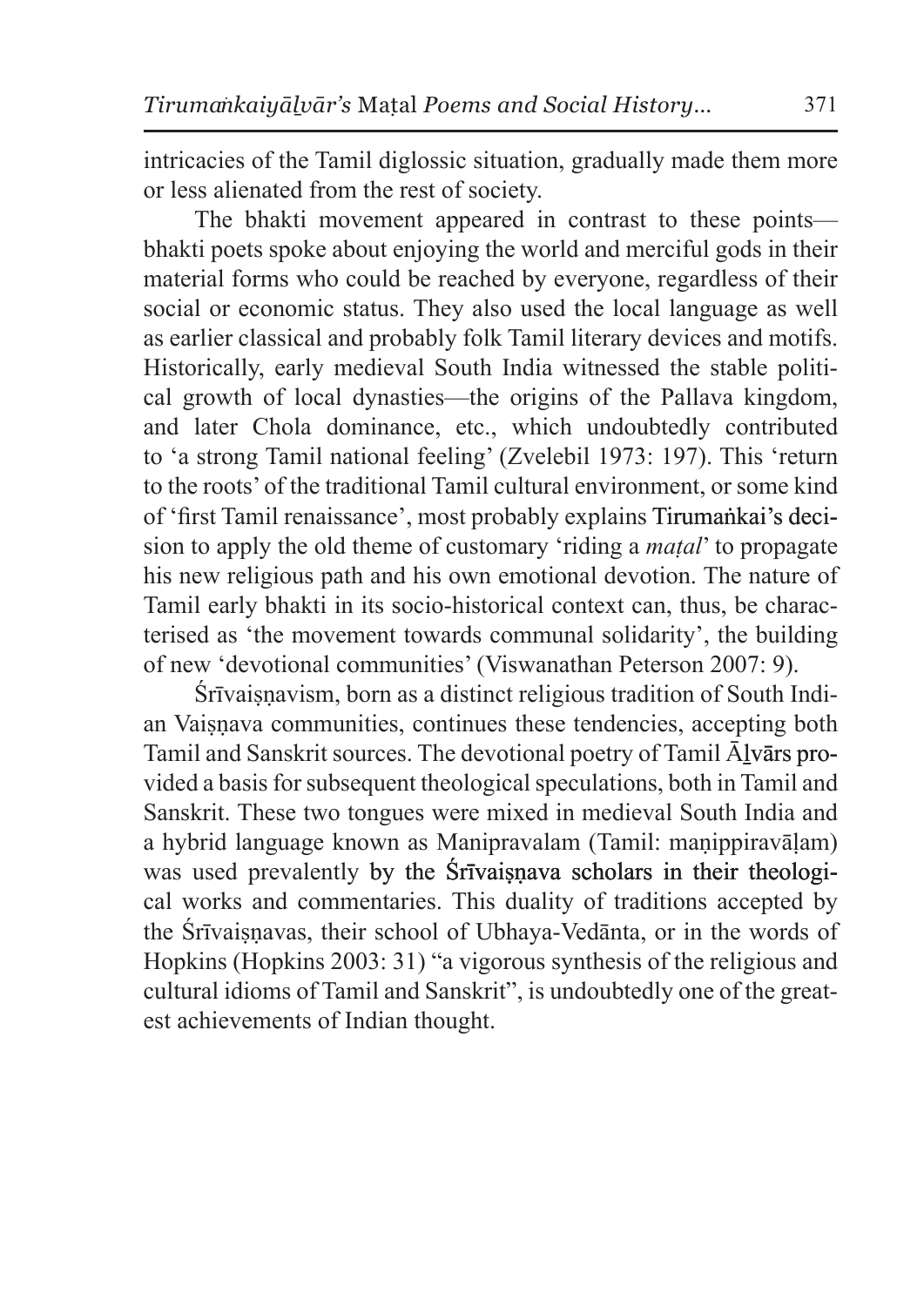intricacies of the Tamil diglossic situation, gradually made them more or less alienated from the rest of society.

The bhakti movement appeared in contrast to these points—bhakti poets spoke about enjoying the world and merciful gods in their material forms who could be reached by everyone, regardless of their social or economic status. They also used the local language as well as earlier classical and probably folk Tamil literary devices and motifs. Historically, early medieval South India witnessed the stable political growth of local dynasties—the origins of the Pallava kingdom, and later Chola dominance, etc., which undoubtedly contributed to 'a strong Tamil national feeling' (Zvelebil 1973: 197). This 'return to the roots' of the traditional Tamil cultural environment, or some kind of 'first Tamil renaissance', most probably explains Tirumaṅkai's decision to apply the old theme of customary 'riding a *maṭal*' to propagate his new religious path and his own emotional devotion. The nature of Tamil early bhakti in its socio-historical context can, thus, be characterised as 'the movement towards communal solidarity', the building of new 'devotional communities' (Viswanathan Peterson 2007: 9).

Śrīvaiṣṇavism, born as a distinct religious tradition of South Indian Vaiṣṇava communities, continues these tendencies, accepting both Tamil and Sanskrit sources. The devotional poetry of Tamil Āḻvārs provided a basis for subsequent theological speculations, both in Tamil and Sanskrit. These two tongues were mixed in medieval South India and a hybrid language known as Manipravalam (Tamil: maṇippiravāḷam) was used prevalently by the Śrīvaiṣṇava scholars in their theological works and commentaries. This duality of traditions accepted by the Śrīvaiṣṇavas, their school of Ubhaya-Vedānta, or in the words of Hopkins (Hopkins 2003: 31) "a vigorous synthesis of the religious and cultural idioms of Tamil and Sanskrit", is undoubtedly one of the greatest achievements of Indian thought.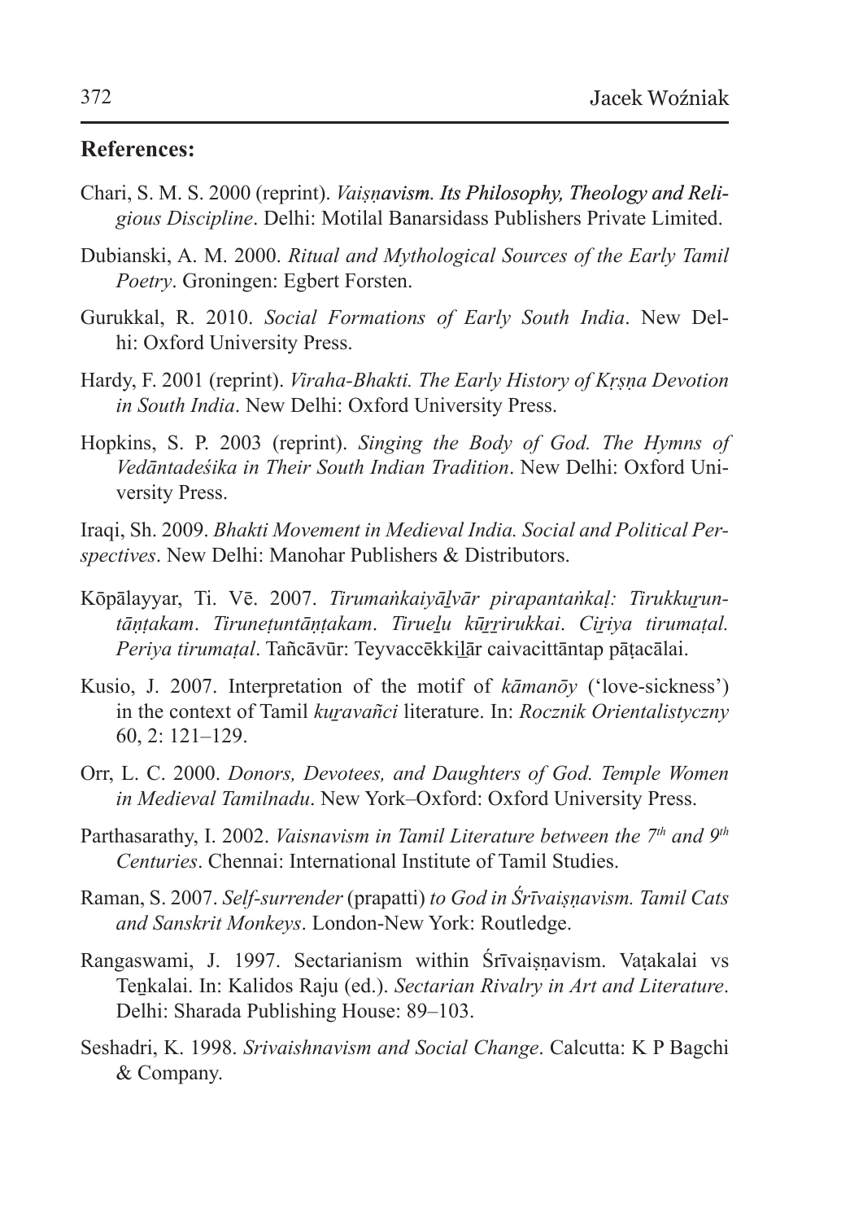## References:

Chari, S. M. S. 2000 (reprint). *Vaiṣṇavism. Its Philosophy, Theology and Religious Discipline*. Delhi: Motilal Banarsidass Publishers Private Limited.

Dubianski, A. M. 2000. *Ritual and Mythological Sources of the Early Tamil Poetry*. Groningen: Egbert Forsten.

Gurukkal, R. 2010. *Social Formations of Early South India*. New Delhi: Oxford University Press.

Hardy, F. 2001 (reprint). *Viraha-Bhakti. The Early History of Kṛṣṇa Devotion in South India*. New Delhi: Oxford University Press.

Hopkins, S. P. 2003 (reprint). *Singing the Body of God. The Hymns of Vedāntadeśika in Their South Indian Tradition*. New Delhi: Oxford University Press.

Iraqi, Sh. 2009. *Bhakti Movement in Medieval India. Social and Political Perspectives*. New Delhi: Manohar Publishers & Distributors.

Kōpālayyar, Ti. Vē. 2007. *Tirumaṅkaiyāḻvār pirapantaṅkaḷ: Tirukkuṟuntāṇṭakam. Tiruneṭuntāṇṭakam. Tirueḻu kūṟṟirukkai. Ciṟiya tirumaṭal. Periya tirumaṭal*. Tañcāvūr: Teyvaccēkkiḻār caivacittāntap pāṭacālai.

Kusio, J. 2007. Interpretation of the motif of *kāmanōy* ('love-sickness') in the context of Tamil *kuṟavañci* literature. In: *Rocznik Orientalistyczny* 60, 2: 121–129.

Orr, L. C. 2000. *Donors, Devotees, and Daughters of God. Temple Women in Medieval Tamilnadu*. New York–Oxford: Oxford University Press.

Parthasarathy, I. 2002. *Vaisnavism in Tamil Literature between the 7th and 9th Centuries*. Chennai: International Institute of Tamil Studies.

Raman, S. 2007. *Self-surrender* (prapatti) *to God in Śrīvaiṣṇavism. Tamil Cats and Sanskrit Monkeys*. London-New York: Routledge.

Rangaswami, J. 1997. Sectarianism within Śrīvaiṣṇavism. Vaṭakalai vs Teṉkalai. In: Kalidos Raju (ed.). *Sectarian Rivalry in Art and Literature*. Delhi: Sharada Publishing House: 89–103.

Seshadri, K. 1998. *Srivaishnavism and Social Change*. Calcutta: K P Bagchi & Company.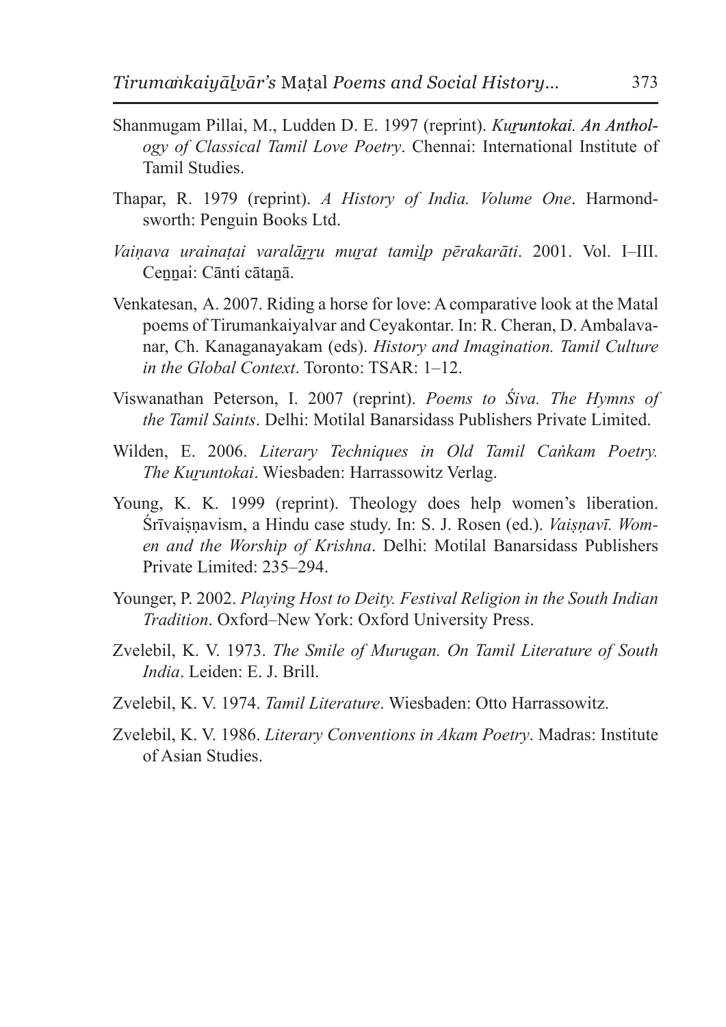Shanmugam Pillai, M., Ludden D. E. 1997 (reprint). *Kuṟuntokai. An Anthology of Classical Tamil Love Poetry*. Chennai: International Institute of Tamil Studies.

Thapar, R. 1979 (reprint). *A History of India. Volume One*. Harmondsworth: Penguin Books Ltd.

*Vaiṇava urainaṭai varalāṟṟu muṟat tamiḻp pērakarāti*. 2001. Vol. I–III. Ceṉṉai: Cānti cātaṉā.

Venkatesan, A. 2007. Riding a horse for love: A comparative look at the Matal poems of Tirumankaiyalvar and Ceyakontar. In: R. Cheran, D. Ambalavanar, Ch. Kanaganayakam (eds). *History and Imagination. Tamil Culture in the Global Context*. Toronto: TSAR: 1–12.

Viswanathan Peterson, I. 2007 (reprint). *Poems to Śiva. The Hymns of the Tamil Saints*. Delhi: Motilal Banarsidass Publishers Private Limited.

Wilden, E. 2006. *Literary Techniques in Old Tamil Caṅkam Poetry. The Kuṟuntokai*. Wiesbaden: Harrassowitz Verlag.

Young, K. K. 1999 (reprint). Theology does help women's liberation. Śrīvaiṣṇavism, a Hindu case study. In: S. J. Rosen (ed.). *Vaiṣṇavī. Women and the Worship of Krishna*. Delhi: Motilal Banarsidass Publishers Private Limited: 235–294.

Younger, P. 2002. *Playing Host to Deity. Festival Religion in the South Indian Tradition*. Oxford–New York: Oxford University Press.

Zvelebil, K. V. 1973. *The Smile of Murugan. On Tamil Literature of South India*. Leiden: E. J. Brill.

Zvelebil, K. V. 1974. *Tamil Literature*. Wiesbaden: Otto Harrassowitz.

Zvelebil, K. V. 1986. *Literary Conventions in Akam Poetry*. Madras: Institute of Asian Studies.